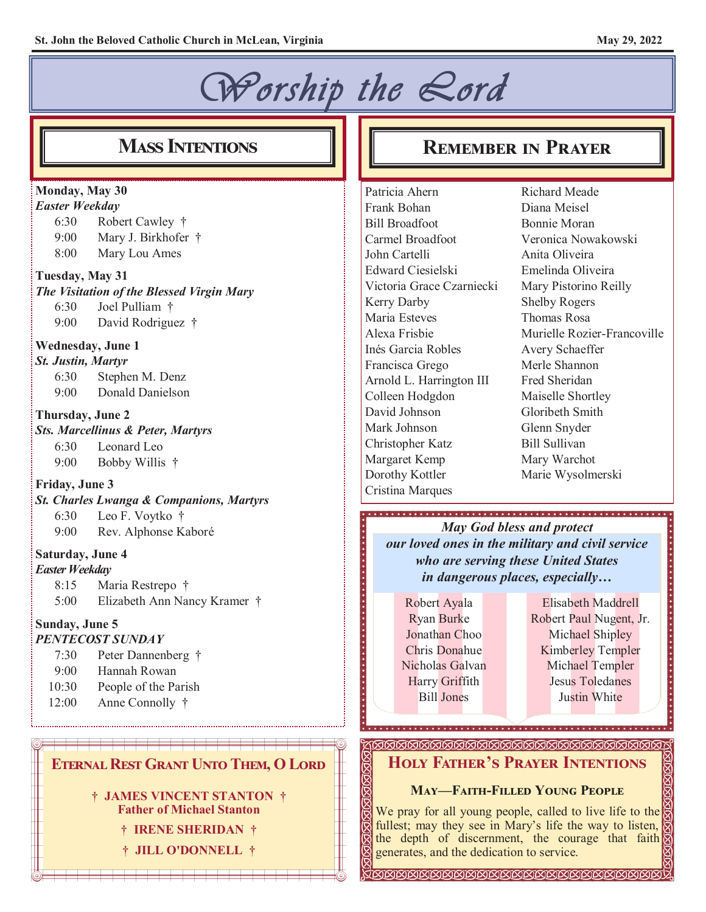# Worship the Lord

## Mass Intentions

**Monday, May 30**
*Easter Weekday*

- 6:30 Robert Cawley †
- 9:00 Mary J. Birkhofer †
- 8:00 Mary Lou Ames

**Tuesday, May 31**
*The Visitation of the Blessed Virgin Mary*

- 6:30 Joel Pulliam †
- 9:00 David Rodriguez †

**Wednesday, June 1**
*St. Justin, Martyr*

- 6:30 Stephen M. Denz
- 9:00 Donald Danielson

**Thursday, June 2**
*Sts. Marcellinus & Peter, Martyrs*

- 6:30 Leonard Leo
- 9:00 Bobby Willis †

**Friday, June 3**
*St. Charles Lwanga & Companions, Martyrs*

- 6:30 Leo F. Voytko †
- 9:00 Rev. Alphonse Kaboré

**Saturday, June 4**
*Easter Weekday*

- 8:15 Maria Restrepo †
- 5:00 Elizabeth Ann Nancy Kramer †

**Sunday, June 5**
*PENTECOST SUNDAY*

- 7:30 Peter Dannenberg †
- 9:00 Hannah Rowan
- 10:30 People of the Parish
- 12:00 Anne Connolly †

## Eternal Rest Grant Unto Them, O Lord

**† JAMES VINCENT STANTON †**
**Father of Michael Stanton**

**† IRENE SHERIDAN †**

**† JILL O'DONNELL †**

## Remember in Prayer

Patricia Ahern
Frank Bohan
Bill Broadfoot
Carmel Broadfoot
John Cartelli
Edward Ciesielski
Victoria Grace Czarniecki
Kerry Darby
Maria Esteves
Alexa Frisbie
Inés Garcia Robles
Francisca Grego
Arnold L. Harrington III
Colleen Hodgdon
David Johnson
Mark Johnson
Christopher Katz
Margaret Kemp
Dorothy Kottler
Cristina Marques
Richard Meade
Diana Meisel
Bonnie Moran
Veronica Nowakowski
Anita Oliveira
Emelinda Oliveira
Mary Pistorino Reilly
Shelby Rogers
Thomas Rosa
Murielle Rozier-Francoville
Avery Schaeffer
Merle Shannon
Fred Sheridan
Maiselle Shortley
Gloribeth Smith
Glenn Snyder
Bill Sullivan
Mary Warchot
Marie Wysolmerski

***May God bless and protect our loved ones in the military and civil service who are serving these United States in dangerous places, especially…***

Robert Ayala
Ryan Burke
Jonathan Choo
Chris Donahue
Nicholas Galvan
Harry Griffith
Bill Jones
Elisabeth Maddrell
Robert Paul Nugent, Jr.
Michael Shipley
Kimberley Templer
Michael Templer
Jesus Toledanes
Justin White

## Holy Father's Prayer Intentions

### May—Faith-Filled Young People

We pray for all young people, called to live life to the fullest; may they see in Mary's life the way to listen, the depth of discernment, the courage that faith generates, and the dedication to service.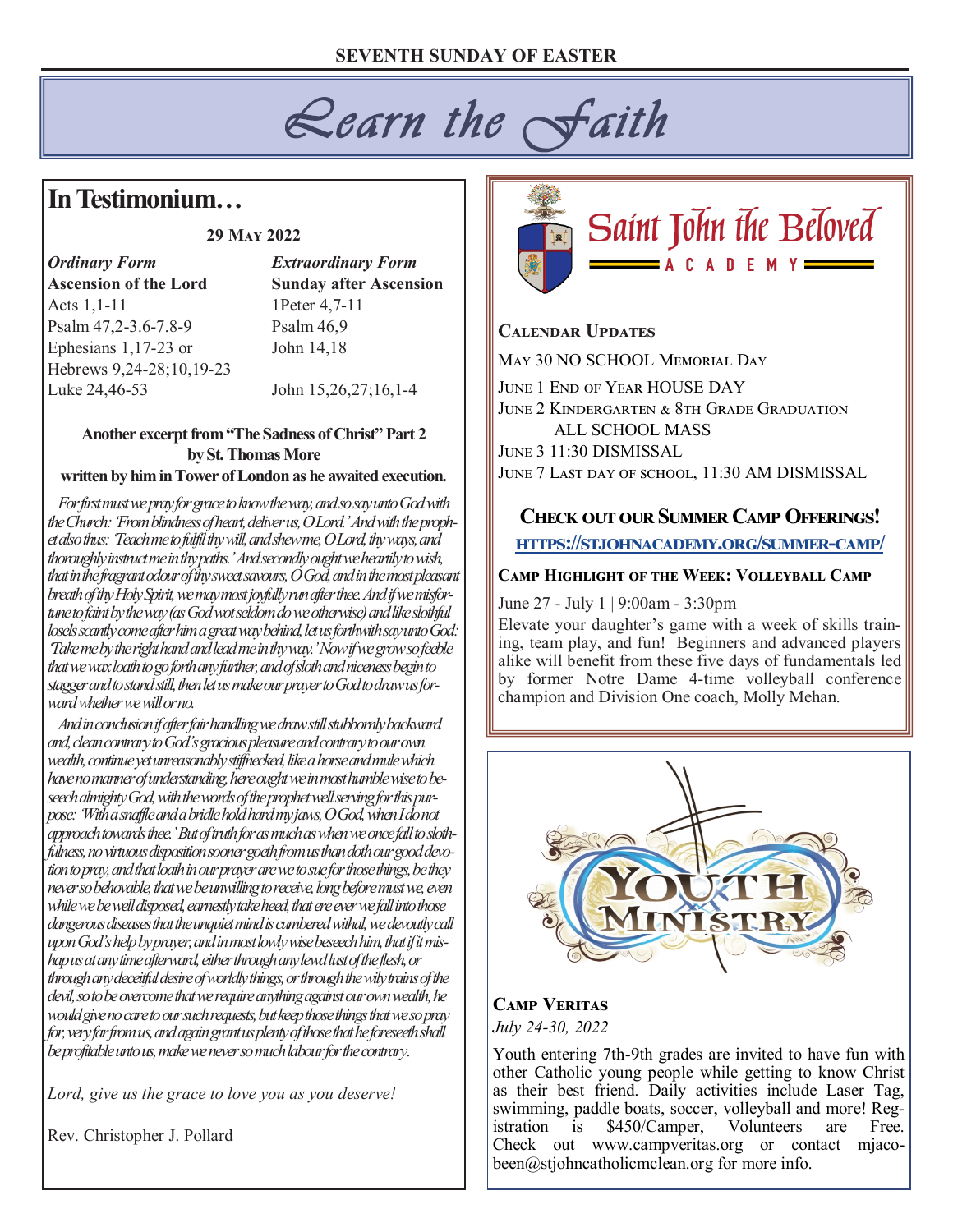SEVENTH SUNDAY OF EASTER

# Learn the Faith

## In Testimonium…

**29 May 2022**

| *Ordinary Form* | *Extraordinary Form* |
|---|---|
| **Ascension of the Lord** | **Sunday after Ascension** |
| Acts 1,1-11 | 1Peter 4,7-11 |
| Psalm 47,2-3.6-7.8-9 | Psalm 46,9 |
| Ephesians 1,17-23 or Hebrews 9,24-28;10,19-23 | John 14,18 |
| Luke 24,46-53 | John 15,26,27;16,1-4 |

**Another excerpt from "The Sadness of Christ" Part 2 by St. Thomas More written by him in Tower of London as he awaited execution.**

*For first must we pray for grace to know the way, and so say unto God with the Church: 'From blindness of heart, deliver us, O Lord.' And with the prophet also thus: 'Teach me to fulfil thy will, and shew me, O Lord, thy ways, and thoroughly instruct me in thy paths.' And secondly ought we heartily to wish, that in the fragrant odour of thy sweet savours, O God, and in the most pleasant breath of thy Holy Spirit, we may most joyfully run after thee. And if we misfortune to faint by the way (as God wot seldom do we otherwise) and like slothful losels scantly come after him a great way behind, let us forthwith say unto God: 'Take me by the right hand and lead me in thy way.' Now if we grow so feeble that we wax loath to go forth any further, and of sloth and niceness begin to stagger and to stand still, then let us make our prayer to God to draw us forward whether we will or no.*

*And in conclusion if after fair handling we draw still stubbornly backward and, clean contrary to God's gracious pleasure and contrary to our own wealth, continue yet unreasonably stiffnecked, like a horse and mule which have no manner of understanding, here ought we in most humble wise to beseech almighty God, with the words of the prophet well serving for this purpose: 'With a snaffle and a bridle hold hard my jaws, O God, when I do not approach towards thee.' But of truth for as much as when we once fall to slothfulness, no virtuous disposition sooner goeth from us than doth our good devotion to pray, and that loath in our prayer are we to sue for those things, be they never so behovable, that we be unwilling to receive, long before must we, even while we be well disposed, earnestly take heed, that ere ever we fall into those dangerous diseases that the unquiet mind is cumbered withal, we devoutly call upon God's help by prayer, and in most lowly wise beseech him, that if it mishap us at any time afterward, either through any lewd lust of the flesh, or through any deceitful desire of worldly things, or through the wily trains of the devil, so to be overcome that we require anything against our own wealth, he would give no care to our such requests, but keep those things that we so pray for, very far from us, and again grant us plenty of those that he foreseeth shall be profitable unto us, make we never so much labour for the contrary.*

*Lord, give us the grace to love you as you deserve!*

Rev. Christopher J. Pollard

## Saint John the Beloved Academy

### Calendar Updates

May 30 NO SCHOOL Memorial Day

June 1 End of Year HOUSE DAY

June 2 Kindergarten & 8th Grade Graduation ALL SCHOOL MASS

June 3 11:30 DISMISSAL

June 7 Last day of school, 11:30 AM DISMISSAL

### Check out our Summer Camp Offerings!

HTTPS://STJOHNACADEMY.ORG/SUMMER-CAMP/

### Camp Highlight of the Week: Volleyball Camp

June 27 - July 1 | 9:00am - 3:30pm

Elevate your daughter's game with a week of skills training, team play, and fun! Beginners and advanced players alike will benefit from these five days of fundamentals led by former Notre Dame 4-time volleyball conference champion and Division One coach, Molly Mehan.

## Youth Ministry

### Camp Veritas

*July 24-30, 2022*

Youth entering 7th-9th grades are invited to have fun with other Catholic young people while getting to know Christ as their best friend. Daily activities include Laser Tag, swimming, paddle boats, soccer, volleyball and more! Registration is $450/Camper, Volunteers are Free. Check out www.campveritas.org or contact mjacobeen@stjohncatholicmclean.org for more info.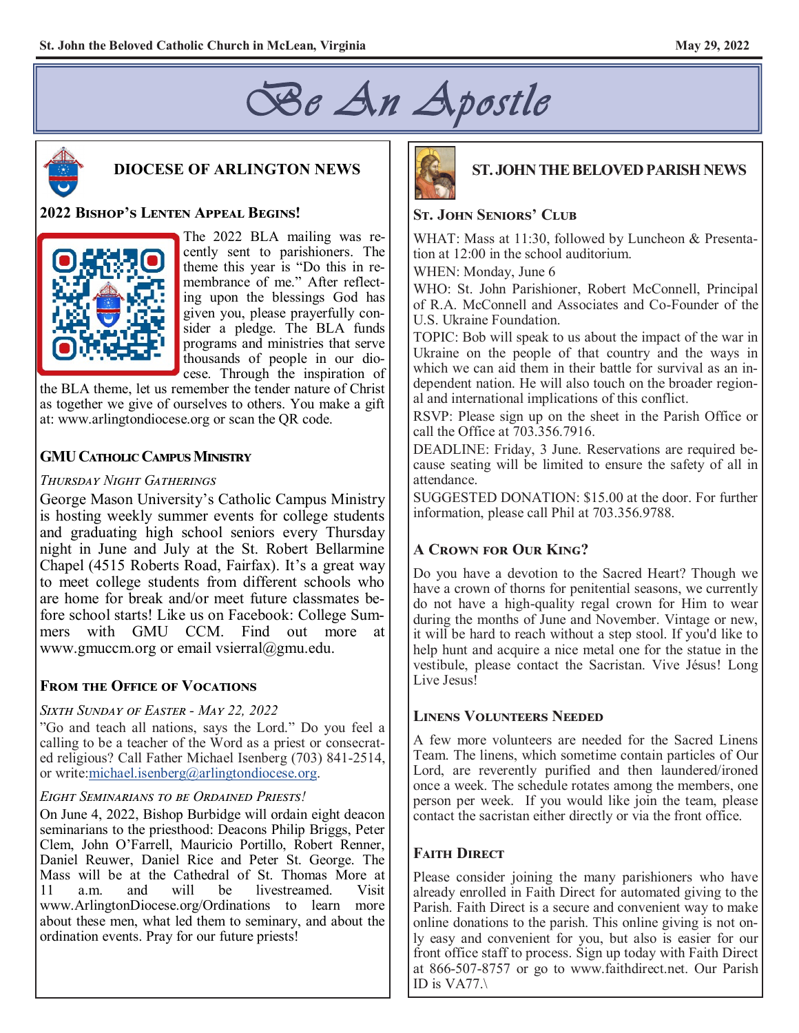# Be An Apostle

## DIOCESE OF ARLINGTON NEWS

### 2022 Bishop's Lenten Appeal Begins!

The 2022 BLA mailing was recently sent to parishioners. The theme this year is "Do this in remembrance of me." After reflecting upon the blessings God has given you, please prayerfully consider a pledge. The BLA funds programs and ministries that serve thousands of people in our diocese. Through the inspiration of the BLA theme, let us remember the tender nature of Christ as together we give of ourselves to others. You make a gift at: www.arlingtondiocese.org or scan the QR code.

### GMU Catholic Campus Ministry

*Thursday Night Gatherings*

George Mason University's Catholic Campus Ministry is hosting weekly summer events for college students and graduating high school seniors every Thursday night in June and July at the St. Robert Bellarmine Chapel (4515 Roberts Road, Fairfax). It's a great way to meet college students from different schools who are home for break and/or meet future classmates before school starts! Like us on Facebook: College Summers with GMU CCM. Find out more at www.gmuccm.org or email vsierral@gmu.edu.

### From the Office of Vocations

*Sixth Sunday of Easter - May 22, 2022*

"Go and teach all nations, says the Lord." Do you feel a calling to be a teacher of the Word as a priest or consecrated religious? Call Father Michael Isenberg (703) 841-2514, or write:michael.isenberg@arlingtondiocese.org.

*Eight Seminarians to be Ordained Priests!*

On June 4, 2022, Bishop Burbidge will ordain eight deacon seminarians to the priesthood: Deacons Philip Briggs, Peter Clem, John O'Farrell, Mauricio Portillo, Robert Renner, Daniel Reuwer, Daniel Rice and Peter St. George. The Mass will be at the Cathedral of St. Thomas More at 11 a.m. and will be livestreamed. Visit www.ArlingtonDiocese.org/Ordinations to learn more about these men, what led them to seminary, and about the ordination events. Pray for our future priests!

## ST. JOHN THE BELOVED PARISH NEWS

### St. John Seniors' Club

WHAT: Mass at 11:30, followed by Luncheon & Presentation at 12:00 in the school auditorium.

WHEN: Monday, June 6

WHO: St. John Parishioner, Robert McConnell, Principal of R.A. McConnell and Associates and Co-Founder of the U.S. Ukraine Foundation.

TOPIC: Bob will speak to us about the impact of the war in Ukraine on the people of that country and the ways in which we can aid them in their battle for survival as an independent nation. He will also touch on the broader regional and international implications of this conflict.

RSVP: Please sign up on the sheet in the Parish Office or call the Office at 703.356.7916.

DEADLINE: Friday, 3 June. Reservations are required because seating will be limited to ensure the safety of all in attendance.

SUGGESTED DONATION: $15.00 at the door. For further information, please call Phil at 703.356.9788.

### A Crown for Our King?

Do you have a devotion to the Sacred Heart? Though we have a crown of thorns for penitential seasons, we currently do not have a high-quality regal crown for Him to wear during the months of June and November. Vintage or new, it will be hard to reach without a step stool. If you'd like to help hunt and acquire a nice metal one for the statue in the vestibule, please contact the Sacristan. Vive Jésus! Long Live Jesus!

### Linens Volunteers Needed

A few more volunteers are needed for the Sacred Linens Team. The linens, which sometime contain particles of Our Lord, are reverently purified and then laundered/ironed once a week. The schedule rotates among the members, one person per week. If you would like join the team, please contact the sacristan either directly or via the front office.

### Faith Direct

Please consider joining the many parishioners who have already enrolled in Faith Direct for automated giving to the Parish. Faith Direct is a secure and convenient way to make online donations to the parish. This online giving is not only easy and convenient for you, but also is easier for our front office staff to process. Sign up today with Faith Direct at 866-507-8757 or go to www.faithdirect.net. Our Parish ID is VA77.\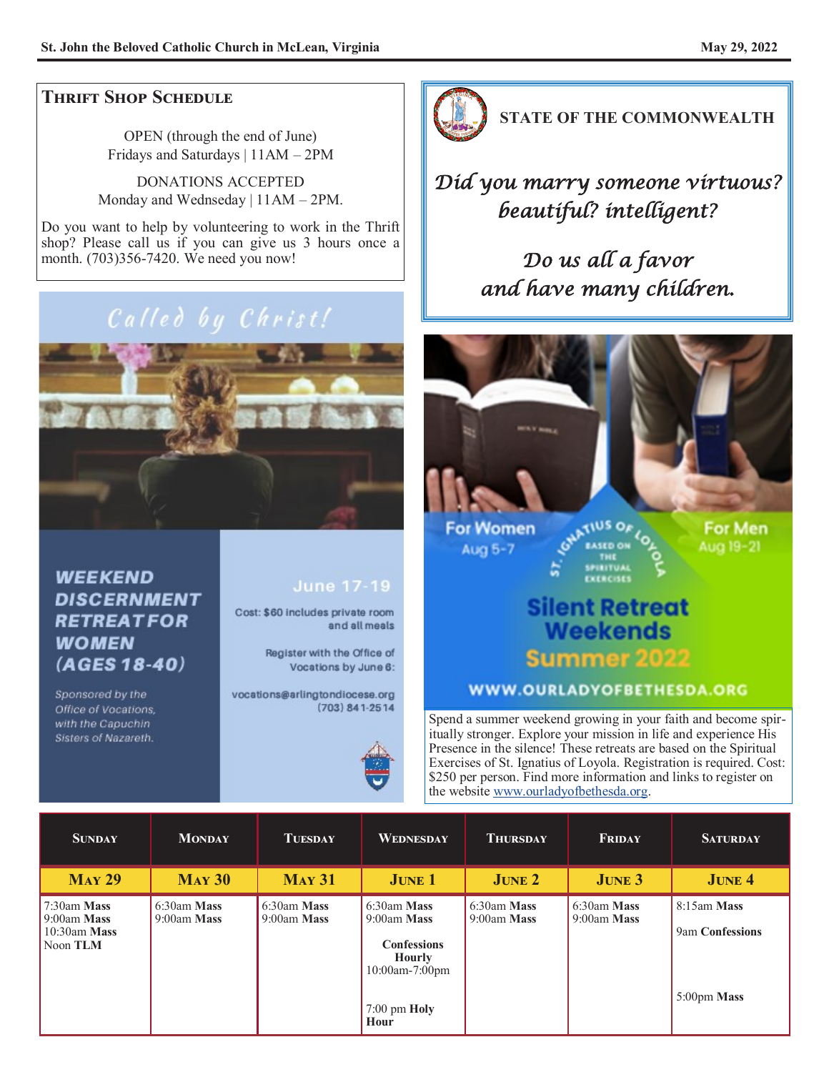## Thrift Shop Schedule

OPEN (through the end of June)
Fridays and Saturdays | 11AM – 2PM

DONATIONS ACCEPTED
Monday and Wednseday | 11AM – 2PM.

Do you want to help by volunteering to work in the Thrift shop? Please call us if you can give us 3 hours once a month. (703)356-7420. We need you now!

Called by Christ!

**WEEKEND DISCERNMENT RETREAT FOR WOMEN (AGES 18-40)**

Sponsored by the Office of Vocations, with the Capuchin Sisters of Nazareth.

June 17-19

Cost: $60 includes private room and all meals

Register with the Office of Vocations by June 6:

vocations@arlingtondiocese.org
(703) 841-2514

## STATE OF THE COMMONWEALTH

*Did you marry someone virtuous? beautiful? intelligent?*

*Do us all a favor and have many children.*

For Women
Aug 5-7

St. Ignatius of Loyola — Based on the Spiritual Exercises

For Men
Aug 19-21

**Silent Retreat Weekends**
**Summer 2022**

WWW.OURLADYOFBETHESDA.ORG

Spend a summer weekend growing in your faith and become spiritually stronger. Explore your mission in life and experience His Presence in the silence! These retreats are based on the Spiritual Exercises of St. Ignatius of Loyola. Registration is required. Cost: $250 per person. Find more information and links to register on the website www.ourladyofbethesda.org.

| Sunday | Monday | Tuesday | Wednesday | Thursday | Friday | Saturday |
|---|---|---|---|---|---|---|
| **May 29** | **May 30** | **May 31** | **June 1** | **June 2** | **June 3** | **June 4** |
| 7:30am **Mass**<br>9:00am **Mass**<br>10:30am **Mass**<br>Noon **TLM** | 6:30am **Mass**<br>9:00am **Mass** | 6:30am **Mass**<br>9:00am **Mass** | 6:30am **Mass**<br>9:00am **Mass**<br><br>**Confessions Hourly**<br>10:00am-7:00pm<br><br>7:00 pm **Holy Hour** | 6:30am **Mass**<br>9:00am **Mass** | 6:30am **Mass**<br>9:00am **Mass** | 8:15am **Mass**<br><br>9am **Confessions**<br><br>5:00pm **Mass** |